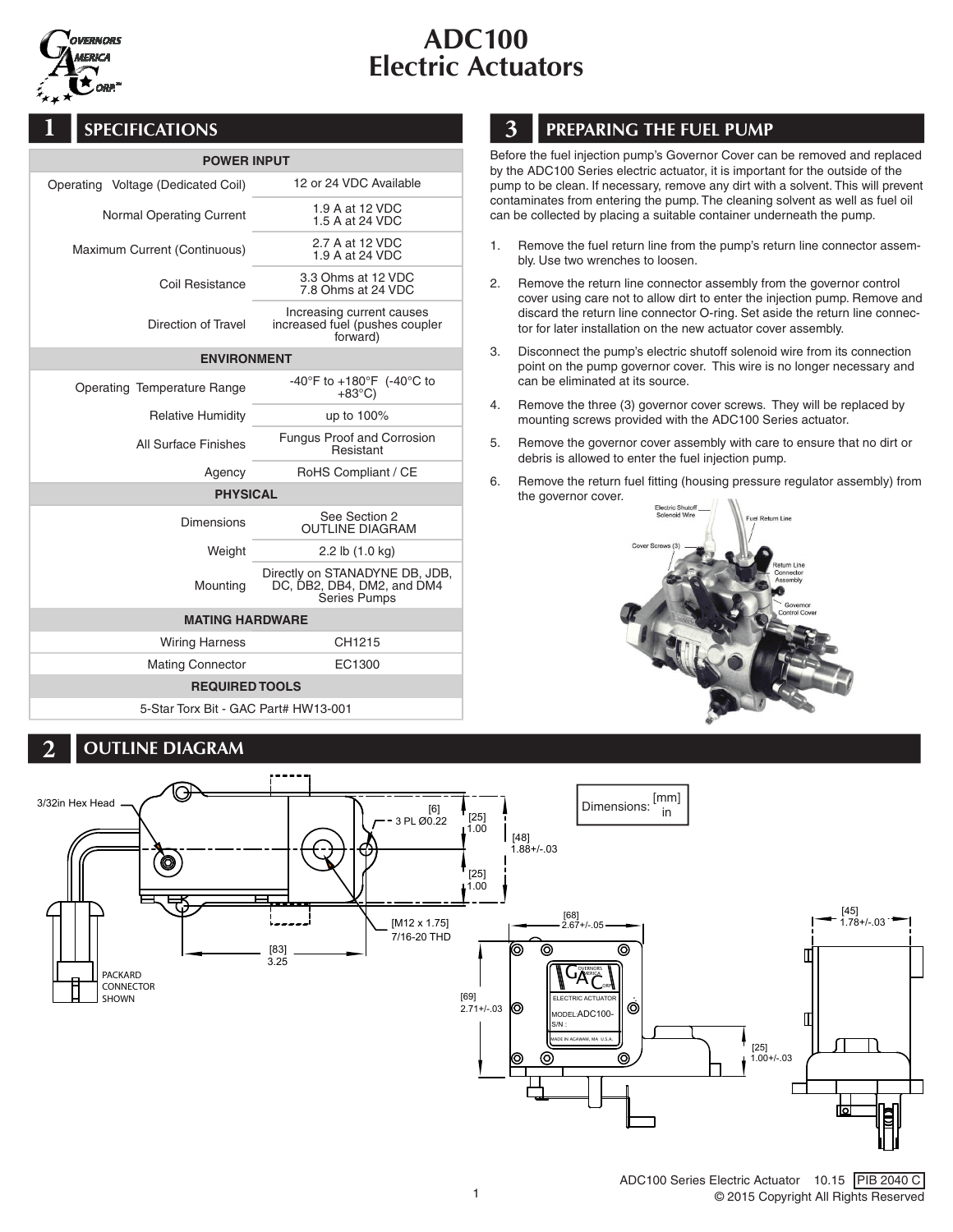# ADC100 Electric Actuators

## 1 SPECIFICATIONS

| POWER INPUT | |
|---|---|
| Operating Voltage (Dedicated Coil) | 12 or 24 VDC Available |
| Normal Operating Current | 1.9 A at 12 VDC<br>1.5 A at 24 VDC |
| Maximum Current (Continuous) | 2.7 A at 12 VDC<br>1.9 A at 24 VDC |
| Coil Resistance | 3.3 Ohms at 12 VDC<br>7.8 Ohms at 24 VDC |
| Direction of Travel | Increasing current causes increased fuel (pushes coupler forward) |
| **ENVIRONMENT** | |
| Operating Temperature Range | -40°F to +180°F (-40°C to +83°C) |
| Relative Humidity | up to 100% |
| All Surface Finishes | Fungus Proof and Corrosion Resistant |
| Agency | RoHS Compliant / CE |
| **PHYSICAL** | |
| Dimensions | See Section 2 OUTLINE DIAGRAM |
| Weight | 2.2 lb (1.0 kg) |
| Mounting | Directly on STANADYNE DB, JDB, DC, DB2, DB4, DM2, and DM4 Series Pumps |
| **MATING HARDWARE** | |
| Wiring Harness | CH1215 |
| Mating Connector | EC1300 |
| **REQUIRED TOOLS** | |
| 5-Star Torx Bit - GAC Part# HW13-001 | |

## 3 PREPARING THE FUEL PUMP

Before the fuel injection pump's Governor Cover can be removed and replaced by the ADC100 Series electric actuator, it is important for the outside of the pump to be clean. If necessary, remove any dirt with a solvent. This will prevent contaminates from entering the pump. The cleaning solvent as well as fuel oil can be collected by placing a suitable container underneath the pump.

1. Remove the fuel return line from the pump's return line connector assembly. Use two wrenches to loosen.
2. Remove the return line connector assembly from the governor control cover using care not to allow dirt to enter the injection pump. Remove and discard the return line connector O-ring. Set aside the return line connector for later installation on the new actuator cover assembly.
3. Disconnect the pump's electric shutoff solenoid wire from its connection point on the pump governor cover. This wire is no longer necessary and can be eliminated at its source.
4. Remove the three (3) governor cover screws. They will be replaced by mounting screws provided with the ADC100 Series actuator.
5. Remove the governor cover assembly with care to ensure that no dirt or debris is allowed to enter the fuel injection pump.
6. Remove the return fuel fitting (housing pressure regulator assembly) from the governor cover.

Electric Shutoff Solenoid Wire — Fuel Return Line — Cover Screws (3) — Return Line Connector Assembly — Governor Control Cover

## 2 OUTLINE DIAGRAM

Dimensions: [mm] in

3/32in Hex Head — [6] 3 PL Ø0.22 — [25] 1.00 — [48] 1.88+/-.03 — [25] 1.00 — [M12 x 1.75] 7/16-20 THD — [83] 3.25 — PACKARD CONNECTOR SHOWN — [68] 2.67+/-.05 — [69] 2.71+/-.03 — [45] 1.78+/-.03 — [25] 1.00+/-.03

ELECTRIC ACTUATOR — MODEL: ADC100- — S/N: — MADE IN AGAWAM, MA U.S.A.

ADC100 Series Electric Actuator 10.15 PIB 2040 C
© 2015 Copyright All Rights Reserved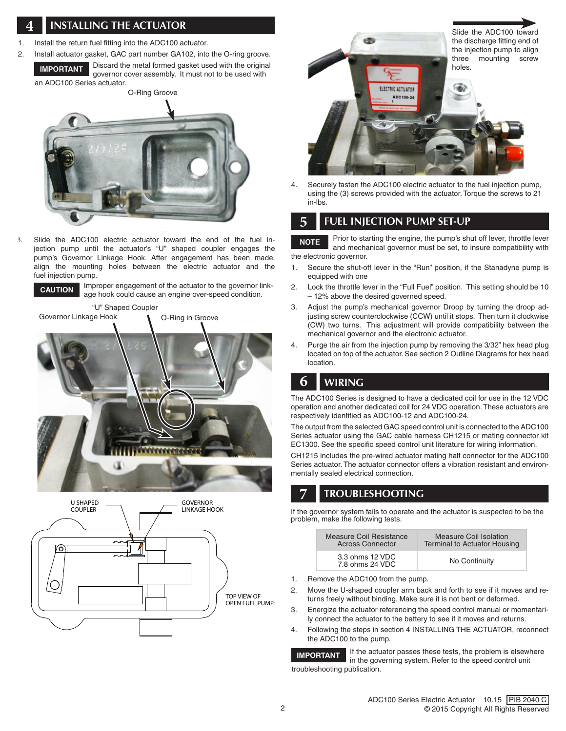## 4 INSTALLING THE ACTUATOR

1. Install the return fuel fitting into the ADC100 actuator.
2. Install actuator gasket, GAC part number GA102, into the O-ring groove.

**IMPORTANT** Discard the metal formed gasket used with the original governor cover assembly. It must not to be used with an ADC100 Series actuator.

O-Ring Groove

3. Slide the ADC100 electric actuator toward the end of the fuel injection pump until the actuator's "U" shaped coupler engages the pump's Governor Linkage Hook. After engagement has been made, align the mounting holes between the electric actuator and the fuel injection pump.

**CAUTION** Improper engagement of the actuator to the governor linkage hook could cause an engine over-speed condition.

"U" Shaped Coupler

Governor Linkage Hook

O-Ring in Groove

U SHAPED COUPLER

GOVERNOR LINKAGE HOOK

TOP VIEW OF OPEN FUEL PUMP

Slide the ADC100 toward the discharge fitting end of the injection pump to align three mounting screw holes.

4. Securely fasten the ADC100 electric actuator to the fuel injection pump, using the (3) screws provided with the actuator. Torque the screws to 21 in-lbs.

## 5 FUEL INJECTION PUMP SET-UP

**NOTE** Prior to starting the engine, the pump's shut off lever, throttle lever and mechanical governor must be set, to insure compatibility with the electronic governor.

1. Secure the shut-off lever in the "Run" position, if the Stanadyne pump is equipped with one
2. Lock the throttle lever in the "Full Fuel" position. This setting should be 10 – 12% above the desired governed speed.
3. Adjust the pump's mechanical governor Droop by turning the droop adjusting screw counterclockwise (CCW) until it stops. Then turn it clockwise (CW) two turns. This adjustment will provide compatibility between the mechanical governor and the electronic actuator.
4. Purge the air from the injection pump by removing the 3/32" hex head plug located on top of the actuator. See section 2 Outline Diagrams for hex head location.

## 6 WIRING

The ADC100 Series is designed to have a dedicated coil for use in the 12 VDC operation and another dedicated coil for 24 VDC operation. These actuators are respectively identified as ADC100-12 and ADC100-24.

The output from the selected GAC speed control unit is connected to the ADC100 Series actuator using the GAC cable harness CH1215 or mating connector kit EC1300. See the specific speed control unit literature for wiring information.

CH1215 includes the pre-wired actuator mating half connector for the ADC100 Series actuator. The actuator connector offers a vibration resistant and environmentally sealed electrical connection.

## 7 TROUBLESHOOTING

If the governor system fails to operate and the actuator is suspected to be the problem, make the following tests.

| Measure Coil Resistance Across Connector | Measure Coil Isolation Terminal to Actuator Housing |
|---|---|
| 3.3 ohms 12 VDC<br>7.8 ohms 24 VDC | No Continuity |

1. Remove the ADC100 from the pump.
2. Move the U-shaped coupler arm back and forth to see if it moves and returns freely without binding. Make sure it is not bent or deformed.
3. Energize the actuator referencing the speed control manual or momentarily connect the actuator to the battery to see if it moves and returns.
4. Following the steps in section 4 INSTALLING THE ACTUATOR, reconnect the ADC100 to the pump.

**IMPORTANT** If the actuator passes these tests, the problem is elsewhere in the governing system. Refer to the speed control unit troubleshooting publication.

ADC100 Series Electric Actuator 10.15 PIB 2040 C
© 2015 Copyright All Rights Reserved